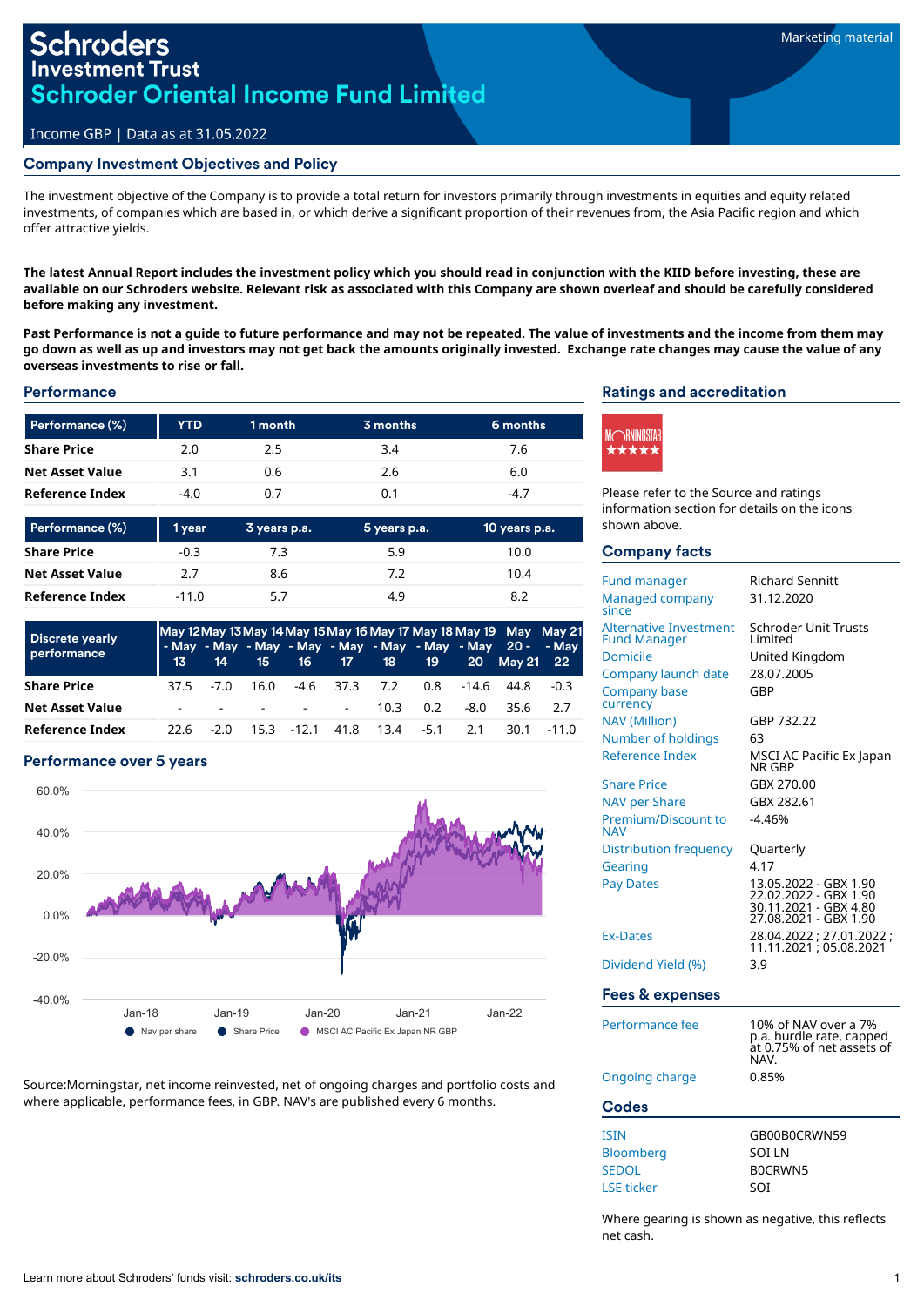# Schroders Investment Trust

## Schroder Oriental Income Fund Limited

Marketing material

Income GBP | Data as at 31.05.2022

## Company Investment Objectives and Policy

The investment objective of the Company is to provide a total return for investors primarily through investments in equities and equity related investments, of companies which are based in, or which derive a significant proportion of their revenues from, the Asia Pacific region and which offer attractive yields.

**The latest Annual Report includes the investment policy which you should read in conjunction with the KIID before investing, these are available on our Schroders website. Relevant risk as associated with this Company are shown overleaf and should be carefully considered before making any investment.**

**Past Performance is not a guide to future performance and may not be repeated. The value of investments and the income from them may go down as well as up and investors may not get back the amounts originally invested. Exchange rate changes may cause the value of any overseas investments to rise or fall.**

## Performance

| Performance (%) | YTD | 1 month | 3 months | 6 months |
|---|---|---|---|---|
| **Share Price** | 2.0 | 2.5 | 3.4 | 7.6 |
| **Net Asset Value** | 3.1 | 0.6 | 2.6 | 6.0 |
| **Reference Index** | -4.0 | 0.7 | 0.1 | -4.7 |

| Performance (%) | 1 year | 3 years p.a. | 5 years p.a. | 10 years p.a. |
|---|---|---|---|---|
| **Share Price** | -0.3 | 7.3 | 5.9 | 10.0 |
| **Net Asset Value** | 2.7 | 8.6 | 7.2 | 10.4 |
| **Reference Index** | -11.0 | 5.7 | 4.9 | 8.2 |

| Discrete yearly performance | May 12 - May 13 | May 13 - May 14 | May 14 - May 15 | May 15 - May 16 | May 16 - May 17 | May 17 - May 18 | May 18 - May 19 | May 19 - May 20 | May 20 - May 21 | May 21 - May 22 |
|---|---|---|---|---|---|---|---|---|---|---|
| **Share Price** | 37.5 | -7.0 | 16.0 | -4.6 | 37.3 | 7.2 | 0.8 | -14.6 | 44.8 | -0.3 |
| **Net Asset Value** | - | - | - | - | - | 10.3 | 0.2 | -8.0 | 35.6 | 2.7 |
| **Reference Index** | 22.6 | -2.0 | 15.3 | -12.1 | 41.8 | 13.4 | -5.1 | 2.1 | 30.1 | -11.0 |

## Performance over 5 years

Source:Morningstar, net income reinvested, net of ongoing charges and portfolio costs and where applicable, performance fees, in GBP. NAV's are published every 6 months.

## Ratings and accreditation

Please refer to the Source and ratings information section for details on the icons shown above.

## Company facts

| | |
|---|---|
| Fund manager | Richard Sennitt |
| Managed company since | 31.12.2020 |
| Alternative Investment Fund Manager | Schroder Unit Trusts Limited |
| Domicile | United Kingdom |
| Company launch date | 28.07.2005 |
| Company base currency | GBP |
| NAV (Million) | GBP 732.22 |
| Number of holdings | 63 |
| Reference Index | MSCI AC Pacific Ex Japan NR GBP |
| Share Price | GBX 270.00 |
| NAV per Share | GBX 282.61 |
| Premium/Discount to NAV | -4.46% |
| Distribution frequency | Quarterly |
| Gearing | 4.17 |
| Pay Dates | 13.05.2022 - GBX 1.90<br>22.02.2022 - GBX 1.90<br>30.11.2021 - GBX 4.80<br>27.08.2021 - GBX 1.90 |
| Ex-Dates | 28.04.2022 ; 27.01.2022 ; 11.11.2021 ; 05.08.2021 |
| Dividend Yield (%) | 3.9 |

## Fees & expenses

| | |
|---|---|
| Performance fee | 10% of NAV over a 7% p.a. hurdle rate, capped at 0.75% of net assets of NAV. |
| Ongoing charge | 0.85% |

## Codes

| | |
|---|---|
| ISIN | GB00B0CRWN59 |
| Bloomberg | SOI LN |
| SEDOL | B0CRWN5 |
| LSE ticker | SOI |

Where gearing is shown as negative, this reflects net cash.

Learn more about Schroders' funds visit: **schroders.co.uk/its**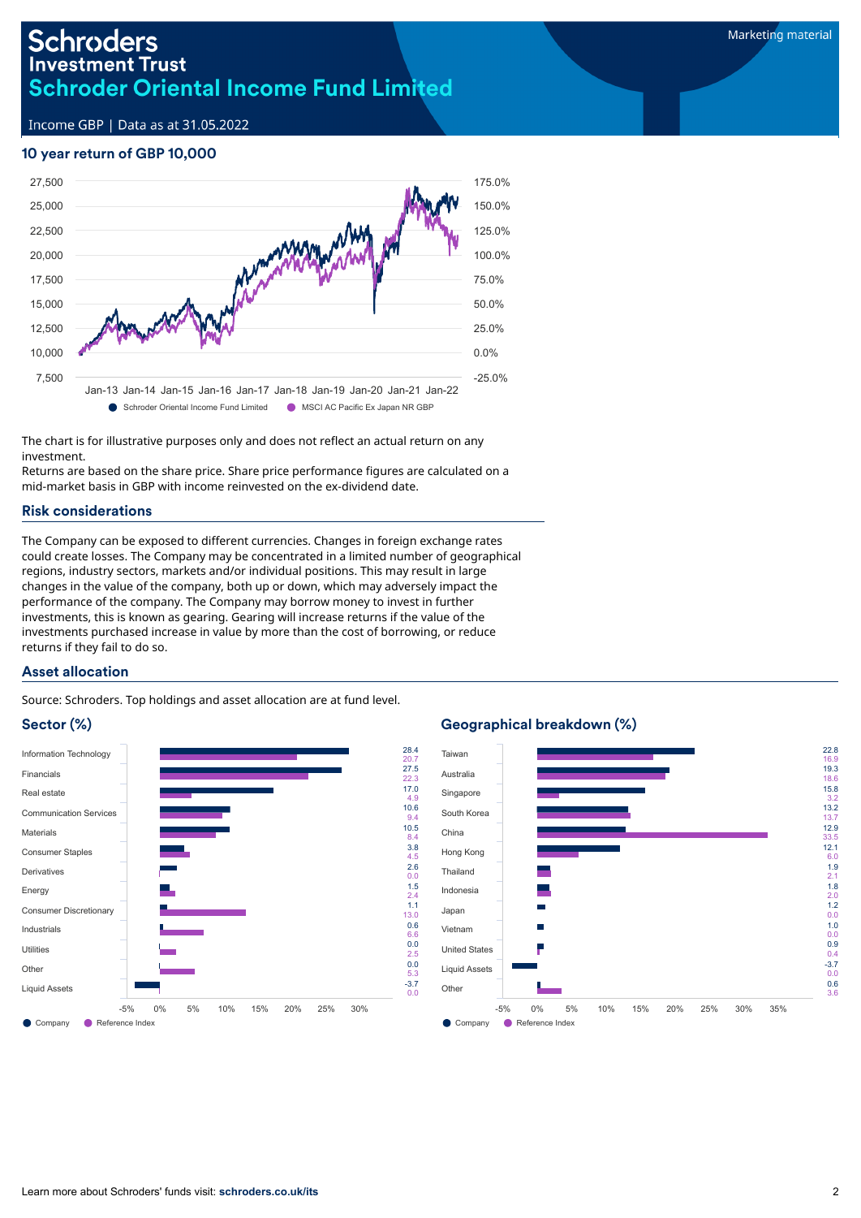# Schroders Investment Trust
## Schroder Oriental Income Fund Limited

Income GBP | Data as at 31.05.2022

### 10 year return of GBP 10,000

Schroder Oriental Income Fund Limited | MSCI AC Pacific Ex Japan NR GBP

The chart is for illustrative purposes only and does not reflect an actual return on any investment.

Returns are based on the share price. Share price performance figures are calculated on a mid-market basis in GBP with income reinvested on the ex-dividend date.

### Risk considerations

The Company can be exposed to different currencies. Changes in foreign exchange rates could create losses. The Company may be concentrated in a limited number of geographical regions, industry sectors, markets and/or individual positions. This may result in large changes in the value of the company, both up or down, which may adversely impact the performance of the company. The Company may borrow money to invest in further investments, this is known as gearing. Gearing will increase returns if the value of the investments purchased increase in value by more than the cost of borrowing, or reduce returns if they fail to do so.

### Asset allocation

Source: Schroders. Top holdings and asset allocation are at fund level.

#### Sector (%)

| Sector | Company | Reference Index |
|---|---|---|
| Information Technology | 28.4 | 20.7 |
| Financials | 27.5 | 22.3 |
| Real estate | 17.0 | 4.9 |
| Communication Services | 10.6 | 9.4 |
| Materials | 10.5 | 8.4 |
| Consumer Staples | 3.8 | 4.5 |
| Derivatives | 2.6 | 0.0 |
| Energy | 1.5 | 2.4 |
| Consumer Discretionary | 1.1 | 13.0 |
| Industrials | 0.6 | 6.6 |
| Utilities | 0.0 | 2.5 |
| Other | 0.0 | 5.3 |
| Liquid Assets | -3.7 | 0.0 |

#### Geographical breakdown (%)

| Country | Company | Reference Index |
|---|---|---|
| Taiwan | 22.8 | 16.9 |
| Australia | 19.3 | 18.6 |
| Singapore | 15.8 | 3.2 |
| South Korea | 13.2 | 13.7 |
| China | 12.9 | 33.5 |
| Hong Kong | 12.1 | 6.0 |
| Thailand | 1.9 | 2.1 |
| Indonesia | 1.8 | 2.0 |
| Japan | 1.2 | 0.0 |
| Vietnam | 1.0 | 0.0 |
| United States | 0.9 | 0.4 |
| Liquid Assets | -3.7 | 0.0 |
| Other | 0.6 | 3.6 |

Learn more about Schroders' funds visit: **schroders.co.uk/its**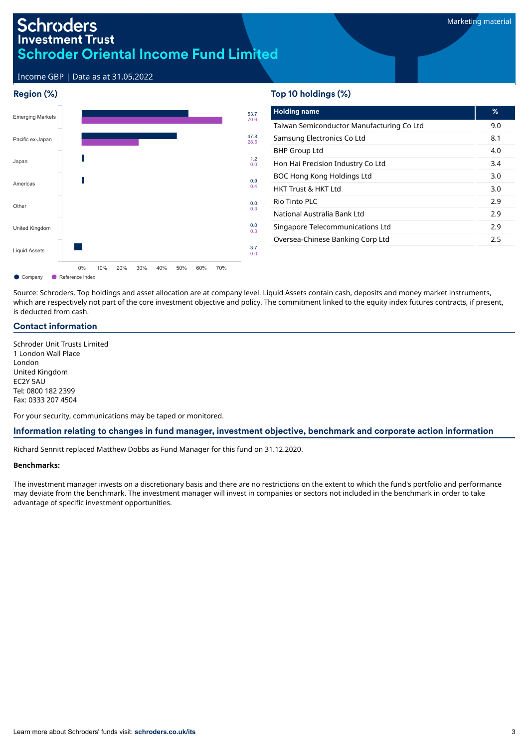# Schroders Investment Trust

## Schroder Oriental Income Fund Limited

Income GBP | Data as at 31.05.2022

Marketing material

## Region (%)

| Region | Company | Reference Index |
|---|---|---|
| Emerging Markets | 53.7 | 70.6 |
| Pacific ex-Japan | 47.8 | 28.5 |
| Japan | 1.2 | 0.0 |
| Americas | 0.9 | 0.4 |
| Other | 0.0 | 0.3 |
| United Kingdom | 0.0 | 0.3 |
| Liquid Assets | -3.7 | 0.0 |

## Top 10 holdings (%)

| Holding name | % |
|---|---|
| Taiwan Semiconductor Manufacturing Co Ltd | 9.0 |
| Samsung Electronics Co Ltd | 8.1 |
| BHP Group Ltd | 4.0 |
| Hon Hai Precision Industry Co Ltd | 3.4 |
| BOC Hong Kong Holdings Ltd | 3.0 |
| HKT Trust & HKT Ltd | 3.0 |
| Rio Tinto PLC | 2.9 |
| National Australia Bank Ltd | 2.9 |
| Singapore Telecommunications Ltd | 2.9 |
| Oversea-Chinese Banking Corp Ltd | 2.5 |

Source: Schroders. Top holdings and asset allocation are at company level. Liquid Assets contain cash, deposits and money market instruments, which are respectively not part of the core investment objective and policy. The commitment linked to the equity index futures contracts, if present, is deducted from cash.

## Contact information

Schroder Unit Trusts Limited
1 London Wall Place
London
United Kingdom
EC2Y 5AU
Tel: 0800 182 2399
Fax: 0333 207 4504

For your security, communications may be taped or monitored.

## Information relating to changes in fund manager, investment objective, benchmark and corporate action information

Richard Sennitt replaced Matthew Dobbs as Fund Manager for this fund on 31.12.2020.

**Benchmarks:**

The investment manager invests on a discretionary basis and there are no restrictions on the extent to which the fund's portfolio and performance may deviate from the benchmark. The investment manager will invest in companies or sectors not included in the benchmark in order to take advantage of specific investment opportunities.

Learn more about Schroders' funds visit: **schroders.co.uk/its**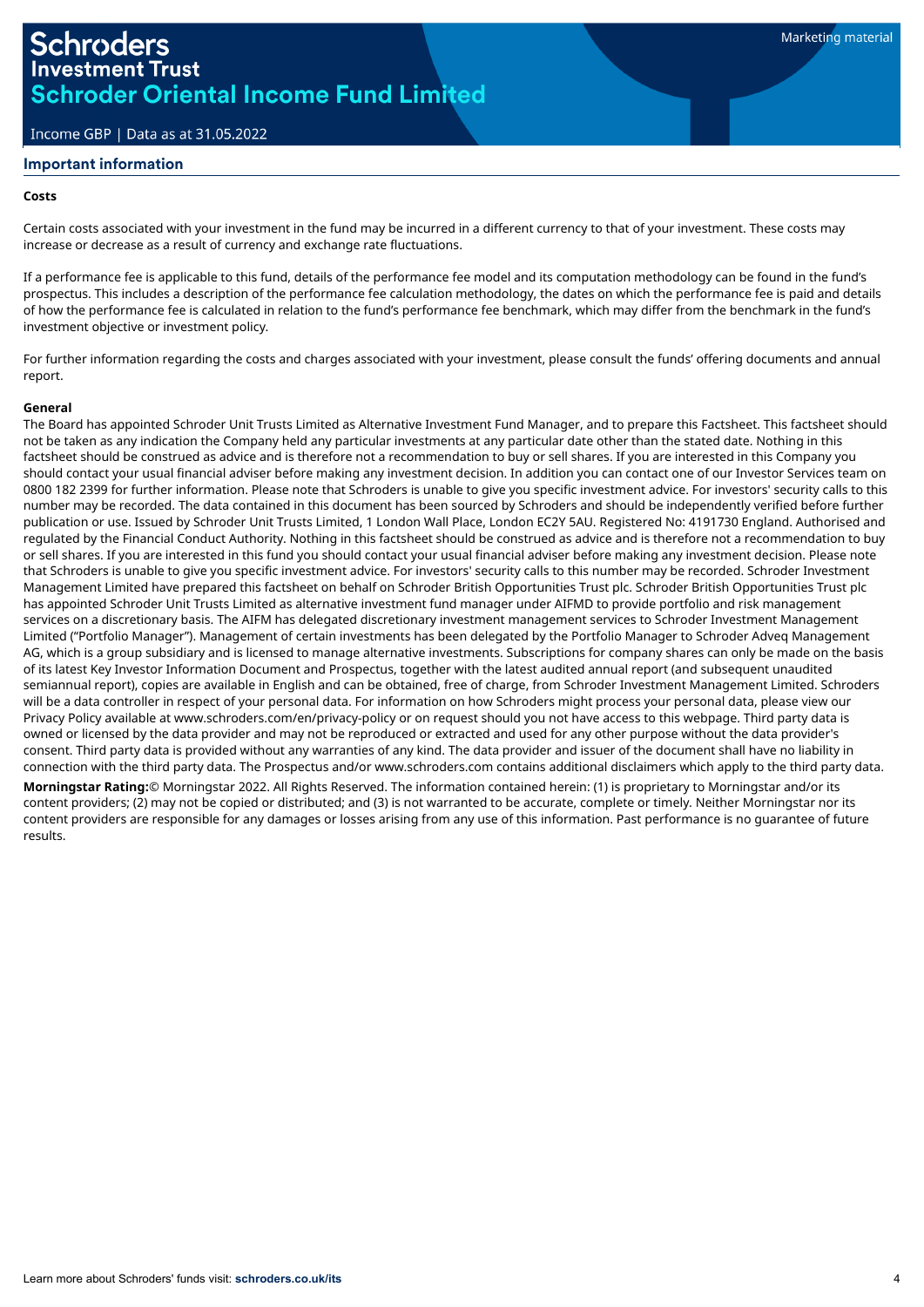# Schroders Investment Trust
## Schroder Oriental Income Fund Limited

Income GBP | Data as at 31.05.2022

Marketing material

## Important information

**Costs**

Certain costs associated with your investment in the fund may be incurred in a different currency to that of your investment. These costs may increase or decrease as a result of currency and exchange rate fluctuations.

If a performance fee is applicable to this fund, details of the performance fee model and its computation methodology can be found in the fund's prospectus. This includes a description of the performance fee calculation methodology, the dates on which the performance fee is paid and details of how the performance fee is calculated in relation to the fund's performance fee benchmark, which may differ from the benchmark in the fund's investment objective or investment policy.

For further information regarding the costs and charges associated with your investment, please consult the funds' offering documents and annual report.

**General**

The Board has appointed Schroder Unit Trusts Limited as Alternative Investment Fund Manager, and to prepare this Factsheet. This factsheet should not be taken as any indication the Company held any particular investments at any particular date other than the stated date. Nothing in this factsheet should be construed as advice and is therefore not a recommendation to buy or sell shares. If you are interested in this Company you should contact your usual financial adviser before making any investment decision. In addition you can contact one of our Investor Services team on 0800 182 2399 for further information. Please note that Schroders is unable to give you specific investment advice. For investors' security calls to this number may be recorded. The data contained in this document has been sourced by Schroders and should be independently verified before further publication or use. Issued by Schroder Unit Trusts Limited, 1 London Wall Place, London EC2Y 5AU. Registered No: 4191730 England. Authorised and regulated by the Financial Conduct Authority. Nothing in this factsheet should be construed as advice and is therefore not a recommendation to buy or sell shares. If you are interested in this fund you should contact your usual financial adviser before making any investment decision. Please note that Schroders is unable to give you specific investment advice. For investors' security calls to this number may be recorded. Schroder Investment Management Limited have prepared this factsheet on behalf on Schroder British Opportunities Trust plc. Schroder British Opportunities Trust plc has appointed Schroder Unit Trusts Limited as alternative investment fund manager under AIFMD to provide portfolio and risk management services on a discretionary basis. The AIFM has delegated discretionary investment management services to Schroder Investment Management Limited ("Portfolio Manager"). Management of certain investments has been delegated by the Portfolio Manager to Schroder Adveq Management AG, which is a group subsidiary and is licensed to manage alternative investments. Subscriptions for company shares can only be made on the basis of its latest Key Investor Information Document and Prospectus, together with the latest audited annual report (and subsequent unaudited semiannual report), copies are available in English and can be obtained, free of charge, from Schroder Investment Management Limited. Schroders will be a data controller in respect of your personal data. For information on how Schroders might process your personal data, please view our Privacy Policy available at www.schroders.com/en/privacy-policy or on request should you not have access to this webpage. Third party data is owned or licensed by the data provider and may not be reproduced or extracted and used for any other purpose without the data provider's consent. Third party data is provided without any warranties of any kind. The data provider and issuer of the document shall have no liability in connection with the third party data. The Prospectus and/or www.schroders.com contains additional disclaimers which apply to the third party data.

**Morningstar Rating:**© Morningstar 2022. All Rights Reserved. The information contained herein: (1) is proprietary to Morningstar and/or its content providers; (2) may not be copied or distributed; and (3) is not warranted to be accurate, complete or timely. Neither Morningstar nor its content providers are responsible for any damages or losses arising from any use of this information. Past performance is no guarantee of future results.

Learn more about Schroders' funds visit: **schroders.co.uk/its**